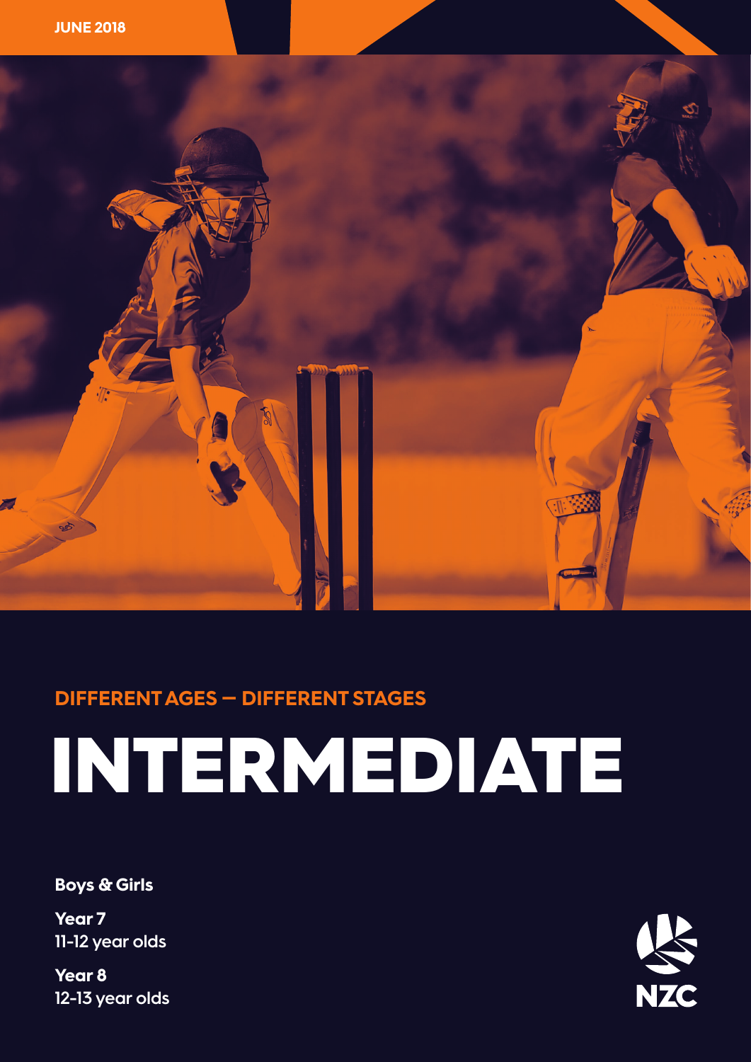JUNE 2018

DIFFERENT AGES – DIFFERENT STAGES

# INTERMEDIATE

**Boys & Girls**

**Year 7**
11-12 year olds

**Year 8**
12-13 year olds

NZC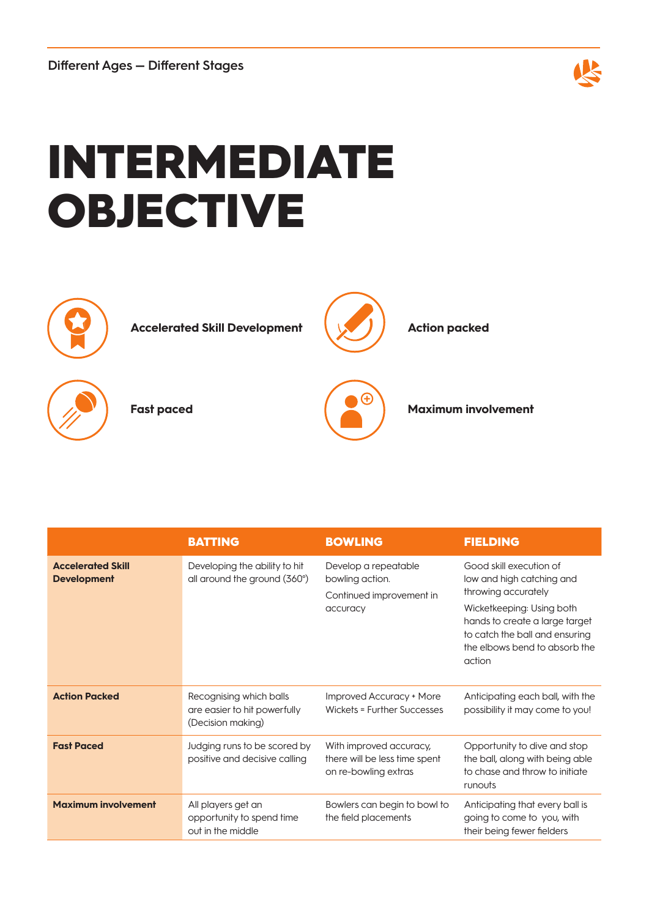# INTERMEDIATE OBJECTIVE

**Accelerated Skill Development**

**Action packed**

**Fast paced**

**Maximum involvement**

| | BATTING | BOWLING | FIELDING |
|---|---|---|---|
| **Accelerated Skill Development** | Developing the ability to hit all around the ground (360°) | Develop a repeatable bowling action.<br>Continued improvement in accuracy | Good skill execution of low and high catching and throwing accurately<br>Wicketkeeping: Using both hands to create a large target to catch the ball and ensuring the elbows bend to absorb the action |
| **Action Packed** | Recognising which balls are easier to hit powerfully (Decision making) | Improved Accuracy + More Wickets = Further Successes | Anticipating each ball, with the possibility it may come to you! |
| **Fast Paced** | Judging runs to be scored by positive and decisive calling | With improved accuracy, there will be less time spent on re-bowling extras | Opportunity to dive and stop the ball, along with being able to chase and throw to initiate runouts |
| **Maximum involvement** | All players get an opportunity to spend time out in the middle | Bowlers can begin to bowl to the field placements | Anticipating that every ball is going to come to you, with their being fewer fielders |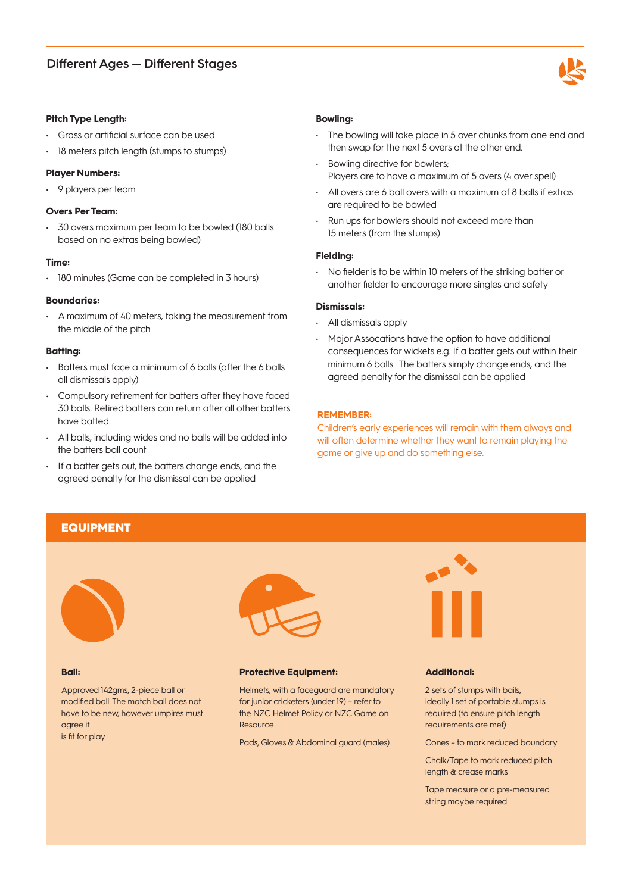## Different Ages — Different Stages

**Pitch Type Length:**

- Grass or artificial surface can be used
- 18 meters pitch length (stumps to stumps)

**Player Numbers:**

- 9 players per team

**Overs Per Team:**

- 30 overs maximum per team to be bowled (180 balls based on no extras being bowled)

**Time:**

- 180 minutes (Game can be completed in 3 hours)

**Boundaries:**

- A maximum of 40 meters, taking the measurement from the middle of the pitch

**Batting:**

- Batters must face a minimum of 6 balls (after the 6 balls all dismissals apply)
- Compulsory retirement for batters after they have faced 30 balls. Retired batters can return after all other batters have batted.
- All balls, including wides and no balls will be added into the batters ball count
- If a batter gets out, the batters change ends, and the agreed penalty for the dismissal can be applied

**Bowling:**

- The bowling will take place in 5 over chunks from one end and then swap for the next 5 overs at the other end.
- Bowling directive for bowlers;
  Players are to have a maximum of 5 overs (4 over spell)
- All overs are 6 ball overs with a maximum of 8 balls if extras are required to be bowled
- Run ups for bowlers should not exceed more than 15 meters (from the stumps)

**Fielding:**

- No fielder is to be within 10 meters of the striking batter or another fielder to encourage more singles and safety

**Dismissals:**

- All dismissals apply
- Major Assocations have the option to have additional consequences for wickets e.g. If a batter gets out within their minimum 6 balls. The batters simply change ends, and the agreed penalty for the dismissal can be applied

**REMEMBER:**
Children's early experiences will remain with them always and will often determine whether they want to remain playing the game or give up and do something else.

## EQUIPMENT

**Ball:**

Approved 142gms, 2-piece ball or modified ball. The match ball does not have to be new, however umpires must agree it is fit for play

**Protective Equipment:**

Helmets, with a faceguard are mandatory for junior cricketers (under 19) – refer to the NZC Helmet Policy or NZC Game on Resource

Pads, Gloves & Abdominal guard (males)

**Additional:**

2 sets of stumps with bails, ideally 1 set of portable stumps is required (to ensure pitch length requirements are met)

Cones – to mark reduced boundary

Chalk/Tape to mark reduced pitch length & crease marks

Tape measure or a pre-measured string maybe required